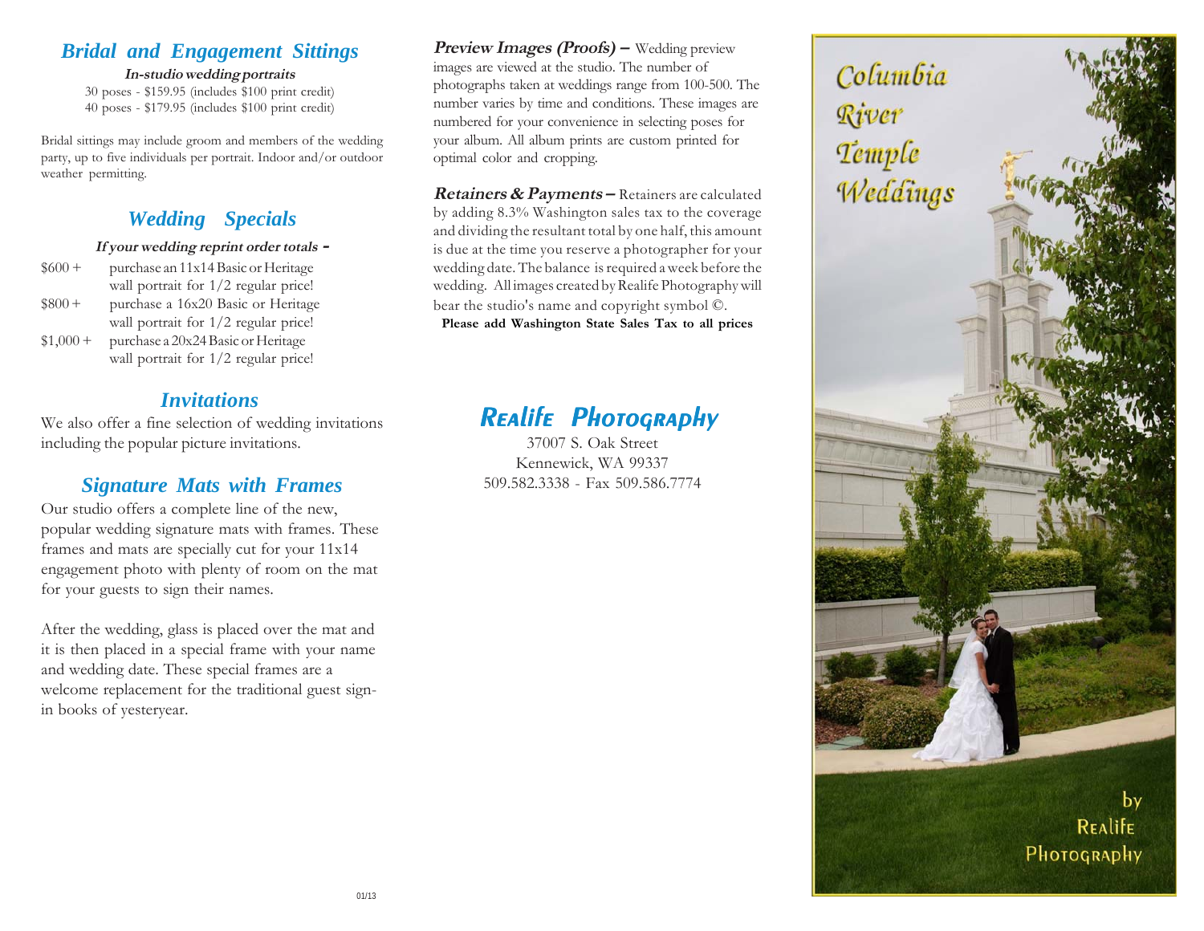## *Bridal and Engagement Sittings*

***In-studio wedding portraits***

30 poses - $159.95 (includes $100 print credit)
40 poses - $179.95 (includes $100 print credit)

Bridal sittings may include groom and members of the wedding party, up to five individuals per portrait. Indoor and/or outdoor weather permitting.

## *Wedding Specials*

***If your wedding reprint order totals -***

| | |
|---|---|
| $600 + | purchase an 11x14 Basic or Heritage wall portrait for 1/2 regular price! |
| $800 + | purchase a 16x20 Basic or Heritage wall portrait for 1/2 regular price! |
| $1,000 + | purchase a 20x24 Basic or Heritage wall portrait for 1/2 regular price! |

## *Invitations*

We also offer a fine selection of wedding invitations including the popular picture invitations.

## *Signature Mats with Frames*

Our studio offers a complete line of the new, popular wedding signature mats with frames. These frames and mats are specially cut for your 11x14 engagement photo with plenty of room on the mat for your guests to sign their names.

After the wedding, glass is placed over the mat and it is then placed in a special frame with your name and wedding date. These special frames are a welcome replacement for the traditional guest sign-in books of yesteryear.

01/13

***Preview Images (Proofs) –*** Wedding preview images are viewed at the studio. The number of photographs taken at weddings range from 100-500. The number varies by time and conditions. These images are numbered for your convenience in selecting poses for your album. All album prints are custom printed for optimal color and cropping.

***Retainers & Payments –*** Retainers are calculated by adding 8.3% Washington sales tax to the coverage and dividing the resultant total by one half, this amount is due at the time you reserve a photographer for your wedding date. The balance is required a week before the wedding. All images created by Realife Photography will bear the studio's name and copyright symbol ©.

**Please add Washington State Sales Tax to all prices**

## *Realife Photography*

37007 S. Oak Street
Kennewick, WA 99337
509.582.3338 - Fax 509.586.7774

# Columbia River Temple Weddings

by Realife Photography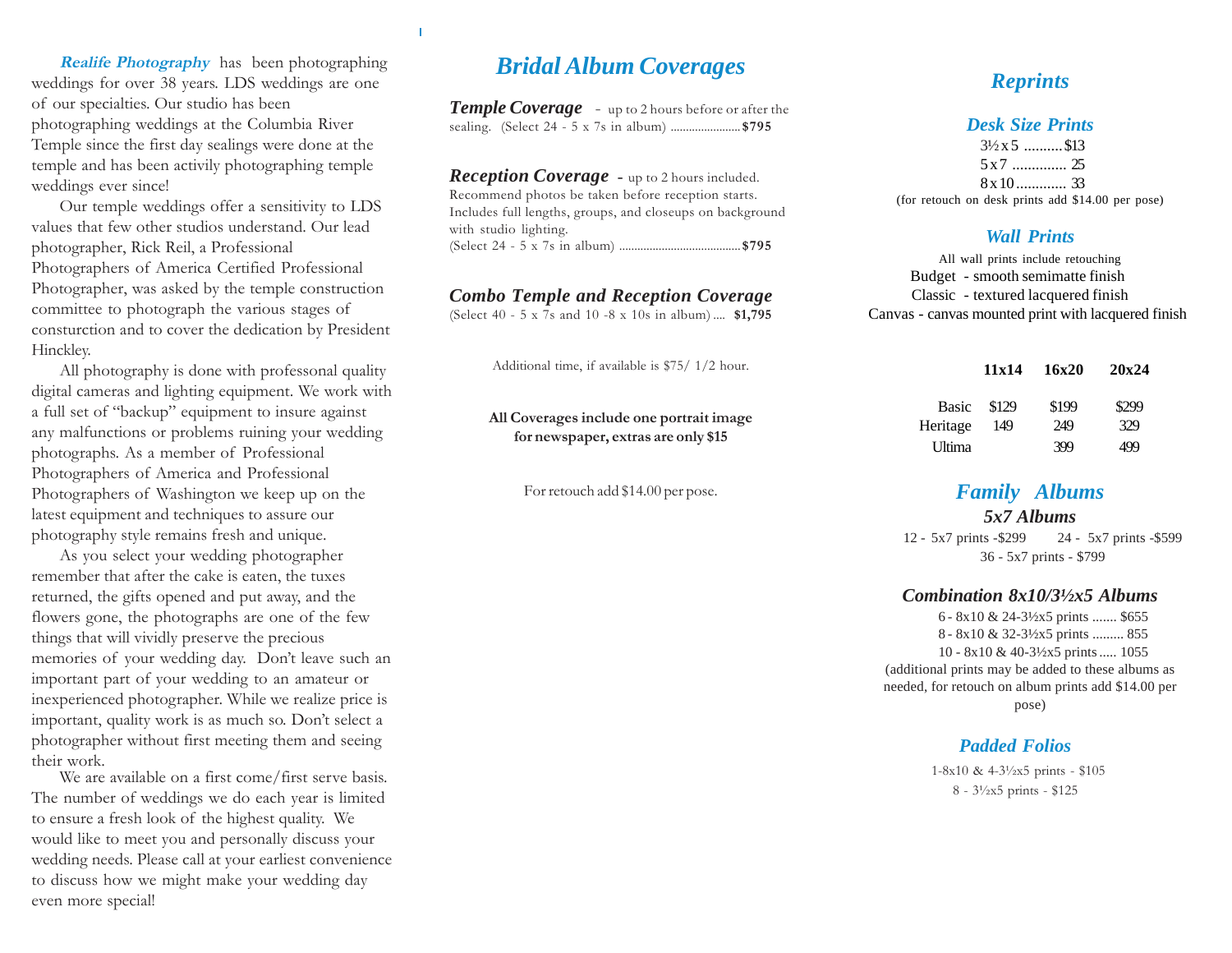**Realife Photography** has been photographing weddings for over 38 years. LDS weddings are one of our specialties. Our studio has been photographing weddings at the Columbia River Temple since the first day sealings were done at the temple and has been activily photographing temple weddings ever since!

Our temple weddings offer a sensitivity to LDS values that few other studios understand. Our lead photographer, Rick Reil, a Professional Photographers of America Certified Professional Photographer, was asked by the temple construction committee to photograph the various stages of consturction and to cover the dedication by President Hinckley.

All photography is done with professonal quality digital cameras and lighting equipment. We work with a full set of "backup" equipment to insure against any malfunctions or problems ruining your wedding photographs. As a member of Professional Photographers of America and Professional Photographers of Washington we keep up on the latest equipment and techniques to assure our photography style remains fresh and unique.

As you select your wedding photographer remember that after the cake is eaten, the tuxes returned, the gifts opened and put away, and the flowers gone, the photographs are one of the few things that will vividly preserve the precious memories of your wedding day. Don't leave such an important part of your wedding to an amateur or inexperienced photographer. While we realize price is important, quality work is as much so. Don't select a photographer without first meeting them and seeing their work.

We are available on a first come/first serve basis. The number of weddings we do each year is limited to ensure a fresh look of the highest quality. We would like to meet you and personally discuss your wedding needs. Please call at your earliest convenience to discuss how we might make your wedding day even more special!

# Bridal Album Coverages

***Temple Coverage*** - up to 2 hours before or after the sealing. (Select 24 - 5 x 7s in album) ....................... **$795**

***Reception Coverage*** - up to 2 hours included. Recommend photos be taken before reception starts. Includes full lengths, groups, and closeups on background with studio lighting.
(Select 24 - 5 x 7s in album) ........................................ **$795**

***Combo Temple and Reception Coverage***
(Select 40 - 5 x 7s and 10 -8 x 10s in album) .... **$1,795**

Additional time, if available is $75/ 1/2 hour.

**All Coverages include one portrait image for newspaper, extras are only $15**

For retouch add $14.00 per pose.

# Reprints

## Desk Size Prints

3½ x 5 .......... $13
5 x 7 .............. 25
8 x 10 ............. 33
(for retouch on desk prints add $14.00 per pose)

## Wall Prints

All wall prints include retouching
Budget - smooth semimatte finish
Classic - textured lacquered finish
Canvas - canvas mounted print with lacquered finish

| | 11x14 | 16x20 | 20x24 |
|---|---|---|---|
| Basic | $129 | $199 | $299 |
| Heritage | 149 | 249 | 329 |
| Ultima | | 399 | 499 |

## Family Albums

### 5x7 Albums

12 - 5x7 prints -$299    24 - 5x7 prints -$599
36 - 5x7 prints - $799

### Combination 8x10/3½x5 Albums

6 - 8x10 & 24-3½x5 prints ....... $655
8 - 8x10 & 32-3½x5 prints ......... 855
10 - 8x10 & 40-3½x5 prints ..... 1055
(additional prints may be added to these albums as needed, for retouch on album prints add $14.00 per pose)

## Padded Folios

1-8x10 & 4-3½x5 prints - $105
8 - 3½x5 prints - $125